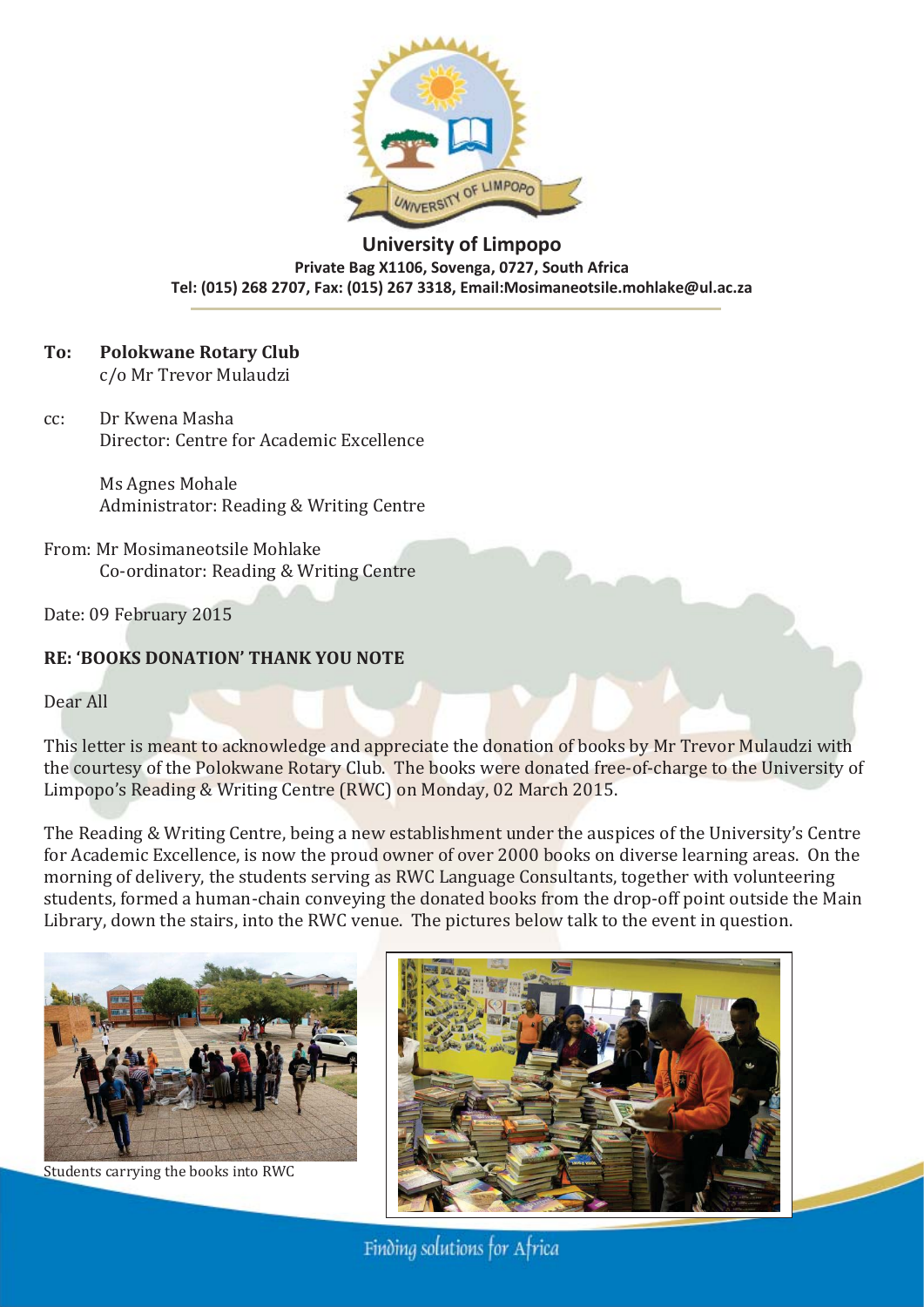**University of Limpopo**
**Private Bag X1106, Sovenga, 0727, South Africa**
**Tel: (015) 268 2707, Fax: (015) 267 3318, Email:Mosimaneotsile.mohlake@ul.ac.za**

**To: Polokwane Rotary Club**
c/o Mr Trevor Mulaudzi

cc: Dr Kwena Masha
Director: Centre for Academic Excellence

Ms Agnes Mohale
Administrator: Reading & Writing Centre

From: Mr Mosimaneotsile Mohlake
Co-ordinator: Reading & Writing Centre

Date: 09 February 2015

**RE: 'BOOKS DONATION' THANK YOU NOTE**

Dear All

This letter is meant to acknowledge and appreciate the donation of books by Mr Trevor Mulaudzi with the courtesy of the Polokwane Rotary Club. The books were donated free-of-charge to the University of Limpopo's Reading & Writing Centre (RWC) on Monday, 02 March 2015.

The Reading & Writing Centre, being a new establishment under the auspices of the University's Centre for Academic Excellence, is now the proud owner of over 2000 books on diverse learning areas. On the morning of delivery, the students serving as RWC Language Consultants, together with volunteering students, formed a human-chain conveying the donated books from the drop-off point outside the Main Library, down the stairs, into the RWC venue. The pictures below talk to the event in question.

Students carrying the books into RWC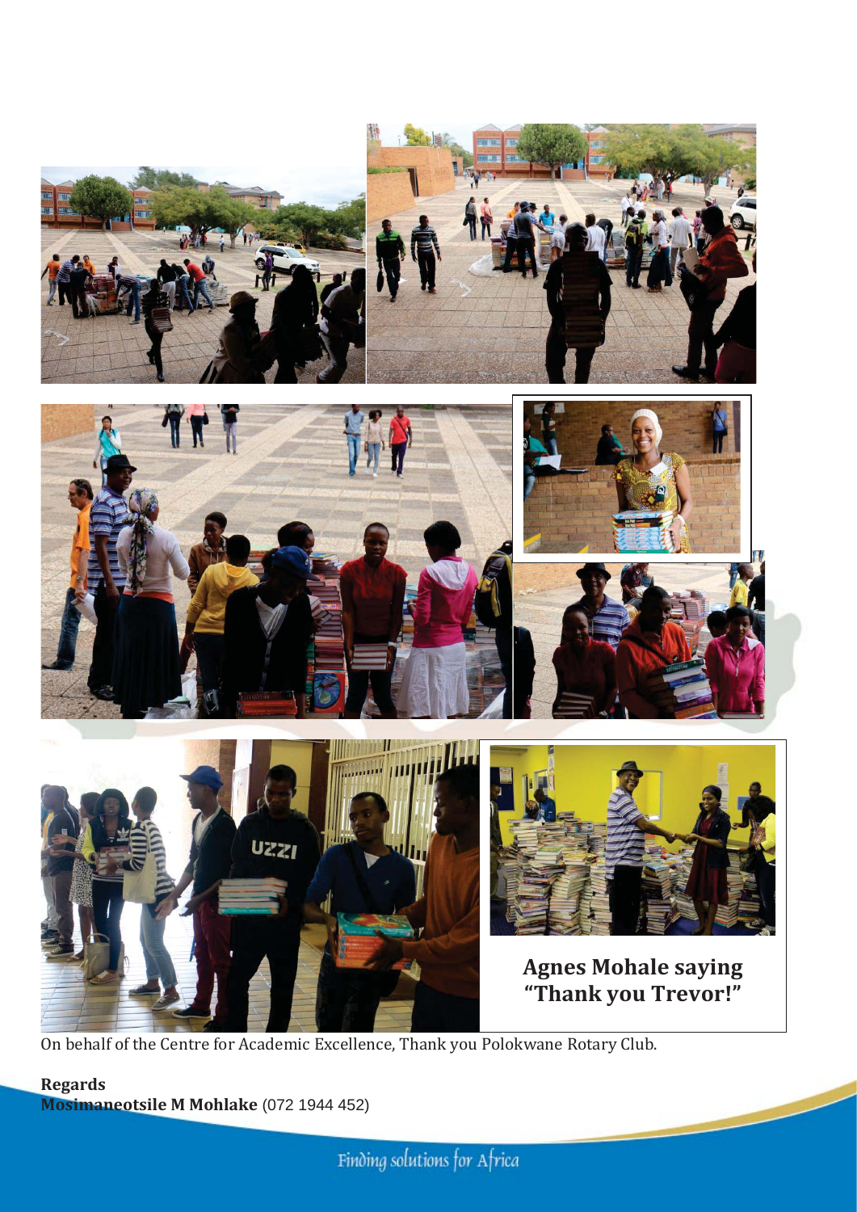**Agnes Mohale saying "Thank you Trevor!"**

On behalf of the Centre for Academic Excellence, Thank you Polokwane Rotary Club.

**Regards**
**Mosimaneotsile M Mohlake** (072 1944 452)